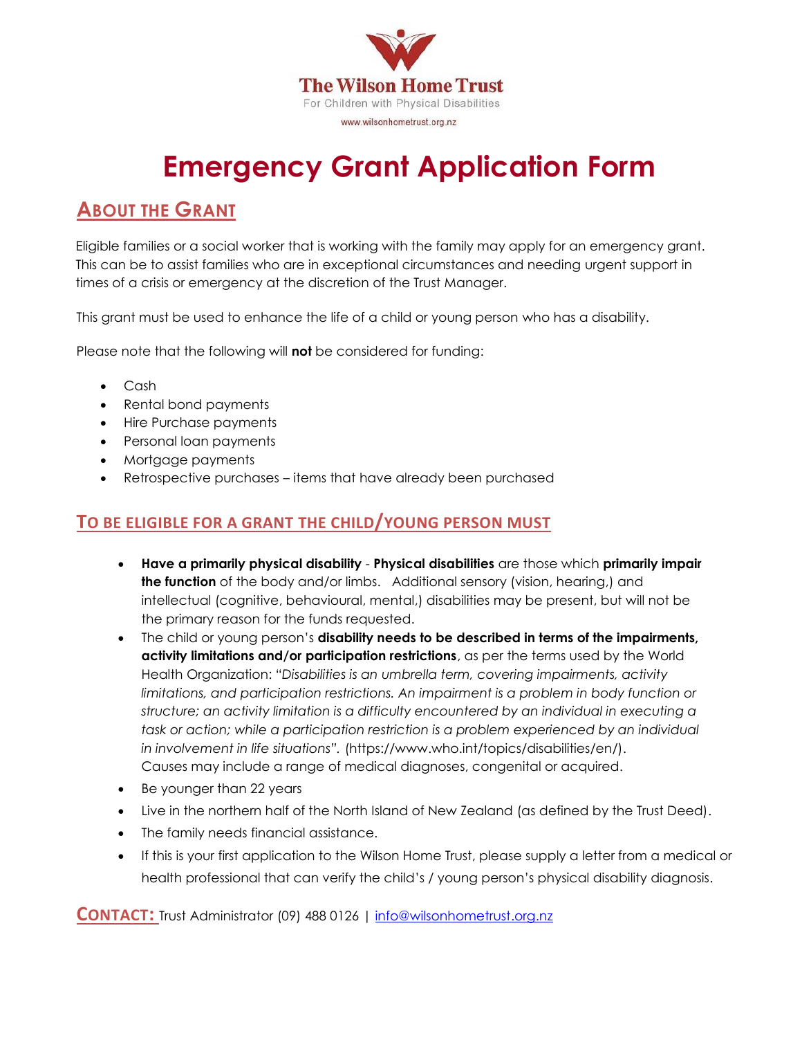The Wilson Home Trust

For Children with Physical Disabilities

www.wilsonhometrust.org.nz

# Emergency Grant Application Form

## About the Grant

Eligible families or a social worker that is working with the family may apply for an emergency grant. This can be to assist families who are in exceptional circumstances and needing urgent support in times of a crisis or emergency at the discretion of the Trust Manager.

This grant must be used to enhance the life of a child or young person who has a disability.

Please note that the following will **not** be considered for funding:

- Cash
- Rental bond payments
- Hire Purchase payments
- Personal loan payments
- Mortgage payments
- Retrospective purchases – items that have already been purchased

## To be eligible for a grant the child/young person must

- **Have a primarily physical disability** - **Physical disabilities** are those which **primarily impair the function** of the body and/or limbs. Additional sensory (vision, hearing,) and intellectual (cognitive, behavioural, mental,) disabilities may be present, but will not be the primary reason for the funds requested.
- The child or young person's **disability needs to be described in terms of the impairments, activity limitations and/or participation restrictions**, as per the terms used by the World Health Organization: "*Disabilities is an umbrella term, covering impairments, activity limitations, and participation restrictions. An impairment is a problem in body function or structure; an activity limitation is a difficulty encountered by an individual in executing a task or action; while a participation restriction is a problem experienced by an individual in involvement in life situations*". (https://www.who.int/topics/disabilities/en/). Causes may include a range of medical diagnoses, congenital or acquired.
- Be younger than 22 years
- Live in the northern half of the North Island of New Zealand (as defined by the Trust Deed).
- The family needs financial assistance.
- If this is your first application to the Wilson Home Trust, please supply a letter from a medical or health professional that can verify the child's / young person's physical disability diagnosis.

**Contact:** Trust Administrator (09) 488 0126 | info@wilsonhometrust.org.nz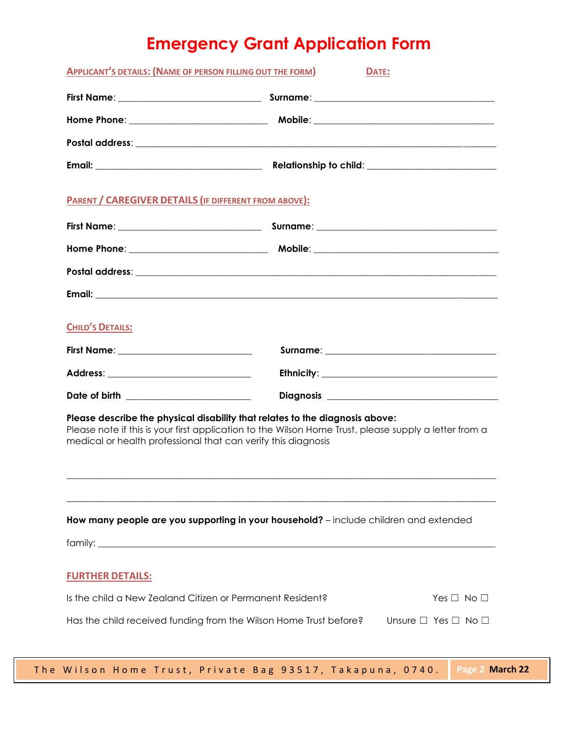# Emergency Grant Application Form

**APPLICANT'S DETAILS: (NAME OF PERSON FILLING OUT THE FORM)** **DATE:**

**First Name**: ____________________________ **Surname**: ____________________________________

**Home Phone**: ___________________________ **Mobile**: ____________________________________

**Postal address**: _________________________________________________________________________

**Email:** _________________________________ **Relationship to child**: __________________________

**PARENT / CAREGIVER DETAILS (IF DIFFERENT FROM ABOVE):**

**First Name**: ____________________________ **Surname**: ____________________________________

**Home Phone**: ___________________________ **Mobile**: ____________________________________

**Postal address**: _________________________________________________________________________

**Email:** _________________________________________________________________________________

**CHILD'S DETAILS:**

**First Name**: __________________________ **Surname**: ___________________________________

**Address**: _____________________________ **Ethnicity**: __________________________________

**Date of birth** _________________________ **Diagnosis** __________________________________

**Please describe the physical disability that relates to the diagnosis above:**
Please note if this is your first application to the Wilson Home Trust, please supply a letter from a medical or health professional that can verify this diagnosis

___________________________________________________________________________________________

___________________________________________________________________________________________

**How many people are you supporting in your household?** – include children and extended family: _______________________________________________________________________________

**FURTHER DETAILS:**

Is the child a New Zealand Citizen or Permanent Resident? Yes ☐ No ☐

Has the child received funding from the Wilson Home Trust before? Unsure ☐ Yes ☐ No ☐

The Wilson Home Trust, Private Bag 93517, Takapuna, 0740.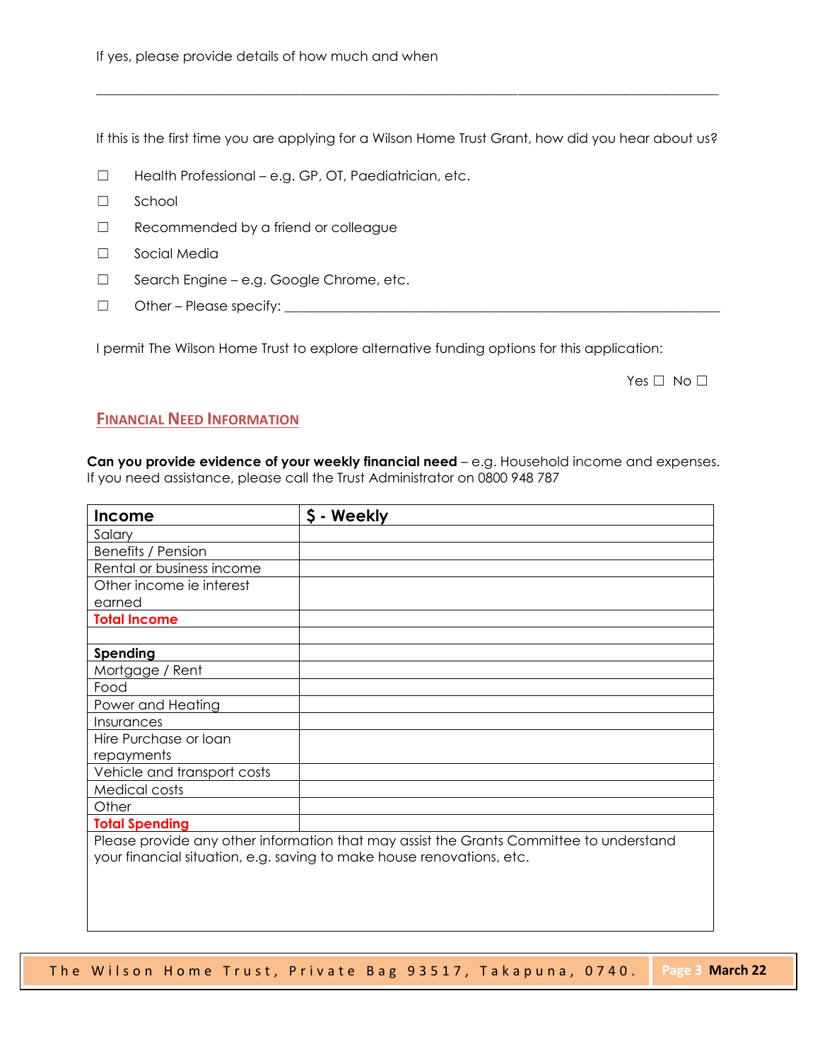If yes, please provide details of how much and when

______________________________________________________________________________

If this is the first time you are applying for a Wilson Home Trust Grant, how did you hear about us?

☐ Health Professional – e.g. GP, OT, Paediatrician, etc.

☐ School

☐ Recommended by a friend or colleague

☐ Social Media

☐ Search Engine – e.g. Google Chrome, etc.

☐ Other – Please specify: ________________________________________________

I permit The Wilson Home Trust to explore alternative funding options for this application:

Yes ☐ No ☐

## FINANCIAL NEED INFORMATION

**Can you provide evidence of your weekly financial need** – e.g. Household income and expenses. If you need assistance, please call the Trust Administrator on 0800 948 787

| **Income** | **$ - Weekly** |
|---|---|
| Salary | |
| Benefits / Pension | |
| Rental or business income | |
| Other income ie interest earned | |
| **Total Income** | |
| | |
| **Spending** | |
| Mortgage / Rent | |
| Food | |
| Power and Heating | |
| Insurances | |
| Hire Purchase or loan repayments | |
| Vehicle and transport costs | |
| Medical costs | |
| Other | |
| **Total Spending** | |
| Please provide any other information that may assist the Grants Committee to understand your financial situation, e.g. saving to make house renovations, etc. | |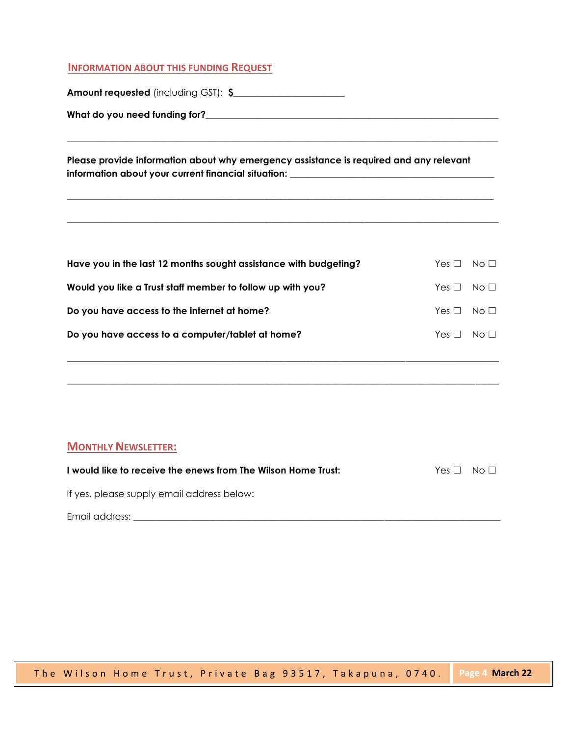## INFORMATION ABOUT THIS FUNDING REQUEST

**Amount requested** (including GST): **$**______________________

**What do you need funding for?**______________________________________________________________

______________________________________________________________________________________

**Please provide information about why emergency assistance is required and any relevant information about your current financial situation:** ___________________________________________

______________________________________________________________________________________

______________________________________________________________________________________

| | | |
|---|---|---|
| **Have you in the last 12 months sought assistance with budgeting?** | Yes ☐ | No ☐ |
| **Would you like a Trust staff member to follow up with you?** | Yes ☐ | No ☐ |
| **Do you have access to the internet at home?** | Yes ☐ | No ☐ |
| **Do you have access to a computer/tablet at home?** | Yes ☐ | No ☐ |

______________________________________________________________________________________

______________________________________________________________________________________

## MONTHLY NEWSLETTER:

| | | |
|---|---|---|
| **I would like to receive the enews from The Wilson Home Trust:** | Yes ☐ | No ☐ |

If yes, please supply email address below:

Email address: ______________________________________________________________________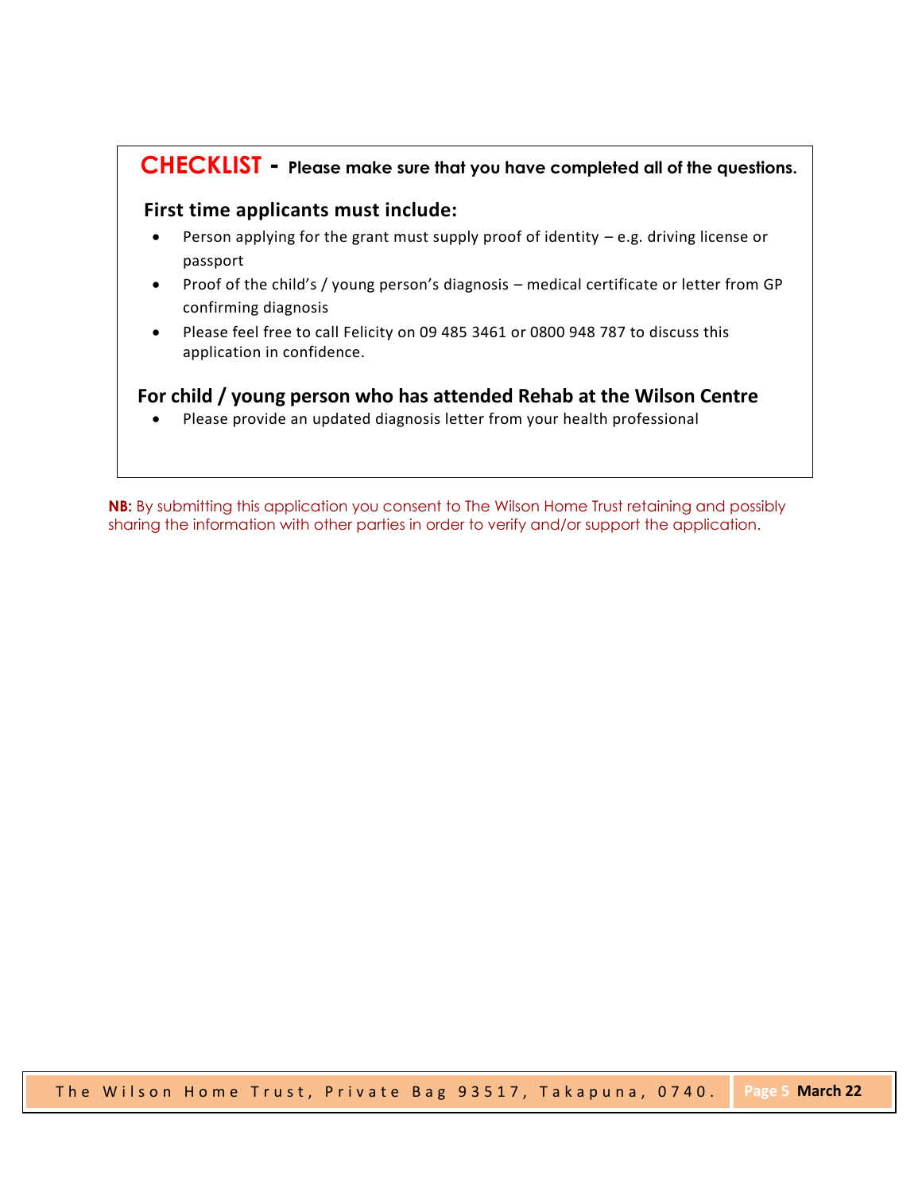## CHECKLIST - Please make sure that you have completed all of the questions.

### First time applicants must include:

- Person applying for the grant must supply proof of identity – e.g. driving license or passport
- Proof of the child's / young person's diagnosis – medical certificate or letter from GP confirming diagnosis
- Please feel free to call Felicity on 09 485 3461 or 0800 948 787 to discuss this application in confidence.

### For child / young person who has attended Rehab at the Wilson Centre

- Please provide an updated diagnosis letter from your health professional

**NB:** By submitting this application you consent to The Wilson Home Trust retaining and possibly sharing the information with other parties in order to verify and/or support the application.

The Wilson Home Trust, Private Bag 93517, Takapuna, 0740.